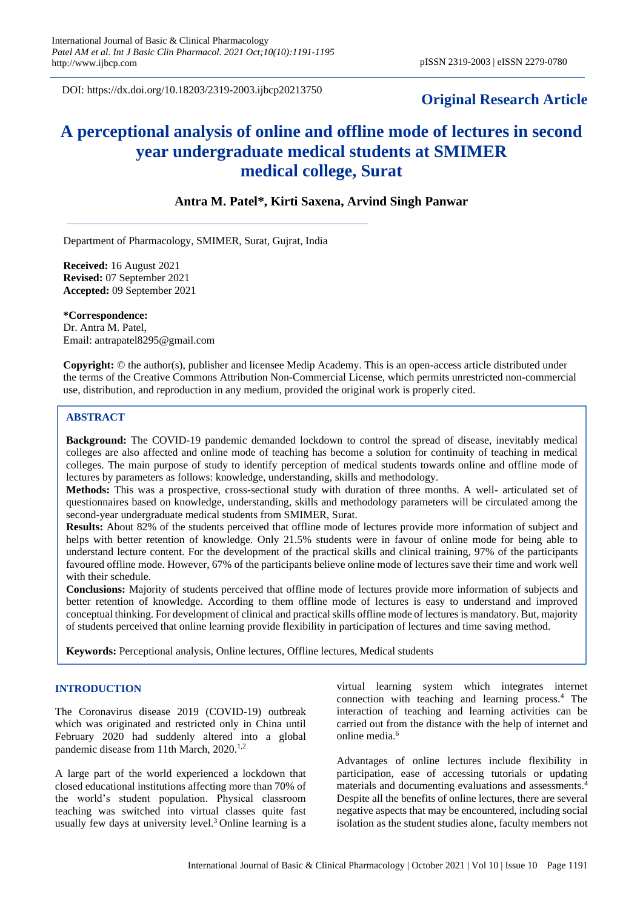DOI: https://dx.doi.org/10.18203/2319-2003.ijbcp20213750

**Original Research Article**

# A perceptional analysis of online and offline mode of lectures in second year undergraduate medical students at SMIMER medical college, Surat

**Antra M. Patel*, Kirti Saxena, Arvind Singh Panwar**

Department of Pharmacology, SMIMER, Surat, Gujrat, India

**Received:** 16 August 2021
**Revised:** 07 September 2021
**Accepted:** 09 September 2021

***Correspondence:**
Dr. Antra M. Patel,
Email: antrapatel8295@gmail.com

**Copyright:** © the author(s), publisher and licensee Medip Academy. This is an open-access article distributed under the terms of the Creative Commons Attribution Non-Commercial License, which permits unrestricted non-commercial use, distribution, and reproduction in any medium, provided the original work is properly cited.

## ABSTRACT

**Background:** The COVID-19 pandemic demanded lockdown to control the spread of disease, inevitably medical colleges are also affected and online mode of teaching has become a solution for continuity of teaching in medical colleges. The main purpose of study to identify perception of medical students towards online and offline mode of lectures by parameters as follows: knowledge, understanding, skills and methodology.

**Methods:** This was a prospective, cross-sectional study with duration of three months. A well- articulated set of questionnaires based on knowledge, understanding, skills and methodology parameters will be circulated among the second-year undergraduate medical students from SMIMER, Surat.

**Results:** About 82% of the students perceived that offline mode of lectures provide more information of subject and helps with better retention of knowledge. Only 21.5% students were in favour of online mode for being able to understand lecture content. For the development of the practical skills and clinical training, 97% of the participants favoured offline mode. However, 67% of the participants believe online mode of lectures save their time and work well with their schedule.

**Conclusions:** Majority of students perceived that offline mode of lectures provide more information of subjects and better retention of knowledge. According to them offline mode of lectures is easy to understand and improved conceptual thinking. For development of clinical and practical skills offline mode of lectures is mandatory. But, majority of students perceived that online learning provide flexibility in participation of lectures and time saving method.

**Keywords:** Perceptional analysis, Online lectures, Offline lectures, Medical students

## INTRODUCTION

The Coronavirus disease 2019 (COVID-19) outbreak which was originated and restricted only in China until February 2020 had suddenly altered into a global pandemic disease from 11th March, 2020.[1,2]

A large part of the world experienced a lockdown that closed educational institutions affecting more than 70% of the world's student population. Physical classroom teaching was switched into virtual classes quite fast usually few days at university level.[3] Online learning is a virtual learning system which integrates internet connection with teaching and learning process.[4] The interaction of teaching and learning activities can be carried out from the distance with the help of internet and online media.[6]

Advantages of online lectures include flexibility in participation, ease of accessing tutorials or updating materials and documenting evaluations and assessments.[4] Despite all the benefits of online lectures, there are several negative aspects that may be encountered, including social isolation as the student studies alone, faculty members not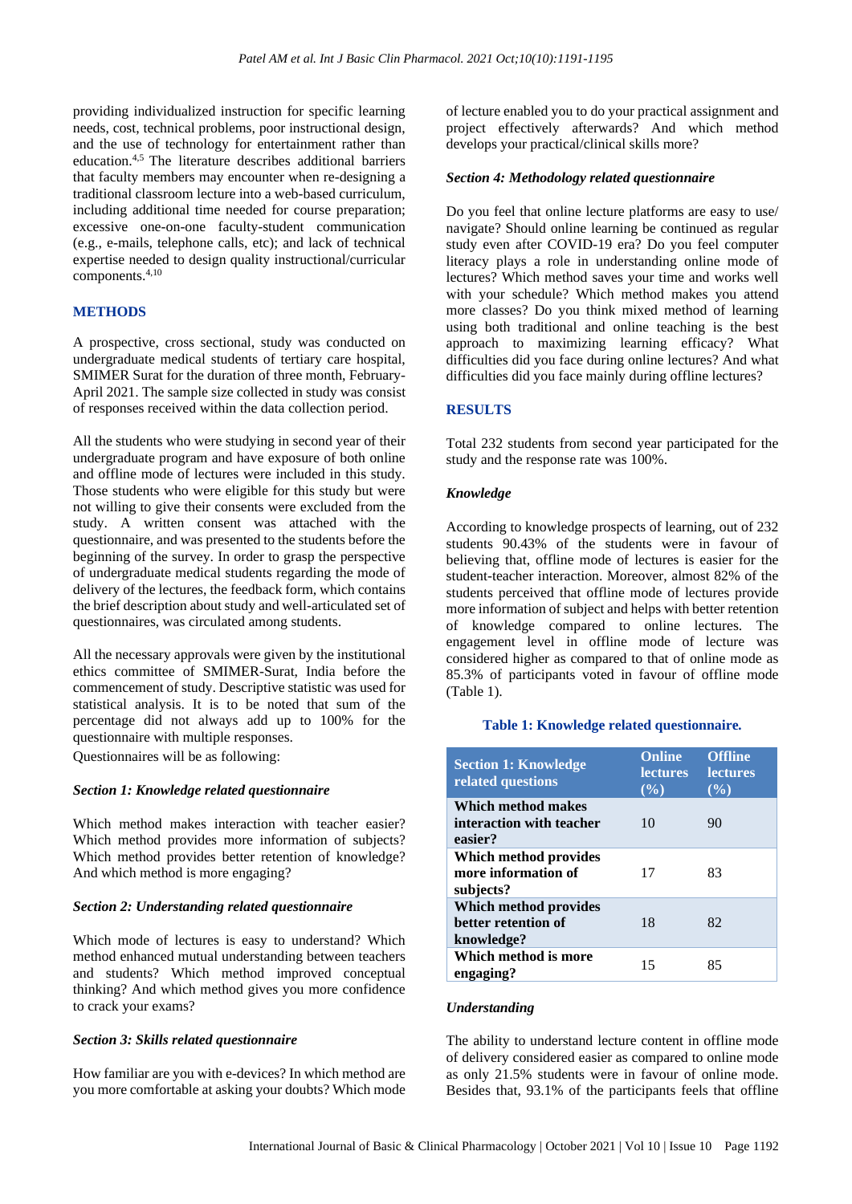providing individualized instruction for specific learning needs, cost, technical problems, poor instructional design, and the use of technology for entertainment rather than education.[4,5] The literature describes additional barriers that faculty members may encounter when re-designing a traditional classroom lecture into a web-based curriculum, including additional time needed for course preparation; excessive one-on-one faculty-student communication (e.g., e-mails, telephone calls, etc); and lack of technical expertise needed to design quality instructional/curricular components.[4,10]

## METHODS

A prospective, cross sectional, study was conducted on undergraduate medical students of tertiary care hospital, SMIMER Surat for the duration of three month, February-April 2021. The sample size collected in study was consist of responses received within the data collection period.

All the students who were studying in second year of their undergraduate program and have exposure of both online and offline mode of lectures were included in this study. Those students who were eligible for this study but were not willing to give their consents were excluded from the study. A written consent was attached with the questionnaire, and was presented to the students before the beginning of the survey. In order to grasp the perspective of undergraduate medical students regarding the mode of delivery of the lectures, the feedback form, which contains the brief description about study and well-articulated set of questionnaires, was circulated among students.

All the necessary approvals were given by the institutional ethics committee of SMIMER-Surat, India before the commencement of study. Descriptive statistic was used for statistical analysis. It is to be noted that sum of the percentage did not always add up to 100% for the questionnaire with multiple responses.

Questionnaires will be as following:

### *Section 1: Knowledge related questionnaire*

Which method makes interaction with teacher easier? Which method provides more information of subjects? Which method provides better retention of knowledge? And which method is more engaging?

### *Section 2: Understanding related questionnaire*

Which mode of lectures is easy to understand? Which method enhanced mutual understanding between teachers and students? Which method improved conceptual thinking? And which method gives you more confidence to crack your exams?

### *Section 3: Skills related questionnaire*

How familiar are you with e-devices? In which method are you more comfortable at asking your doubts? Which mode of lecture enabled you to do your practical assignment and project effectively afterwards? And which method develops your practical/clinical skills more?

### *Section 4: Methodology related questionnaire*

Do you feel that online lecture platforms are easy to use/ navigate? Should online learning be continued as regular study even after COVID-19 era? Do you feel computer literacy plays a role in understanding online mode of lectures? Which method saves your time and works well with your schedule? Which method makes you attend more classes? Do you think mixed method of learning using both traditional and online teaching is the best approach to maximizing learning efficacy? What difficulties did you face during online lectures? And what difficulties did you face mainly during offline lectures?

## RESULTS

Total 232 students from second year participated for the study and the response rate was 100%.

### *Knowledge*

According to knowledge prospects of learning, out of 232 students 90.43% of the students were in favour of believing that, offline mode of lectures is easier for the student-teacher interaction. Moreover, almost 82% of the students perceived that offline mode of lectures provide more information of subject and helps with better retention of knowledge compared to online lectures. The engagement level in offline mode of lecture was considered higher as compared to that of online mode as 85.3% of participants voted in favour of offline mode (Table 1).

**Table 1: Knowledge related questionnaire.**

| Section 1: Knowledge related questions | Online lectures (%) | Offline lectures (%) |
|---|---|---|
| Which method makes interaction with teacher easier? | 10 | 90 |
| Which method provides more information of subjects? | 17 | 83 |
| Which method provides better retention of knowledge? | 18 | 82 |
| Which method is more engaging? | 15 | 85 |

### *Understanding*

The ability to understand lecture content in offline mode of delivery considered easier as compared to online mode as only 21.5% students were in favour of online mode. Besides that, 93.1% of the participants feels that offline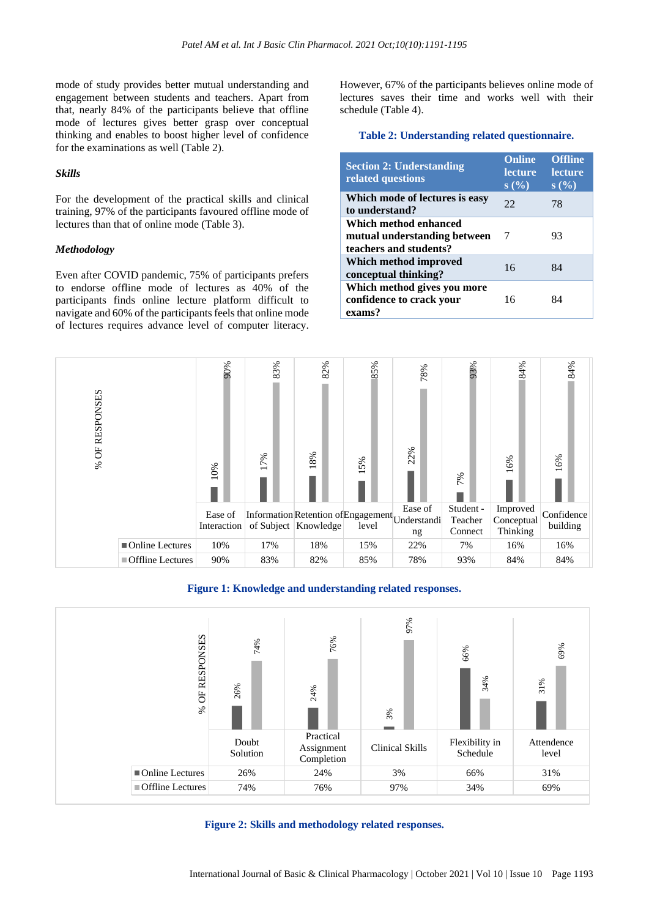mode of study provides better mutual understanding and engagement between students and teachers. Apart from that, nearly 84% of the participants believe that offline mode of lectures gives better grasp over conceptual thinking and enables to boost higher level of confidence for the examinations as well (Table 2).

### *Skills*

For the development of the practical skills and clinical training, 97% of the participants favoured offline mode of lectures than that of online mode (Table 3).

### *Methodology*

Even after COVID pandemic, 75% of participants prefers to endorse offline mode of lectures as 40% of the participants finds online lecture platform difficult to navigate and 60% of the participants feels that online mode of lectures requires advance level of computer literacy. However, 67% of the participants believes online mode of lectures saves their time and works well with their schedule (Table 4).

**Table 2: Understanding related questionnaire.**

| Section 2: Understanding related questions | Online lectures (%) | Offline lectures (%) |
|---|---|---|
| **Which mode of lectures is easy to understand?** | 22 | 78 |
| **Which method enhanced mutual understanding between teachers and students?** | 7 | 93 |
| **Which method improved conceptual thinking?** | 16 | 84 |
| **Which method gives you more confidence to crack your exams?** | 16 | 84 |

| % of responses | Ease of Interaction | Information of Subject | Retention of Knowledge | Engagement level | Ease of Understanding | Student - Teacher Connect | Improved Conceptual Thinking | Confidence building |
|---|---|---|---|---|---|---|---|---|
| Online Lectures | 10% | 17% | 18% | 15% | 22% | 7% | 16% | 16% |
| Offline Lectures | 90% | 83% | 82% | 85% | 78% | 93% | 84% | 84% |

**Figure 1: Knowledge and understanding related responses.**

| % of responses | Doubt Solution | Practical Assignment Completion | Clinical Skills | Flexibility in Schedule | Attendence level |
|---|---|---|---|---|---|
| Online Lectures | 26% | 24% | 3% | 66% | 31% |
| Offline Lectures | 74% | 76% | 97% | 34% | 69% |

**Figure 2: Skills and methodology related responses.**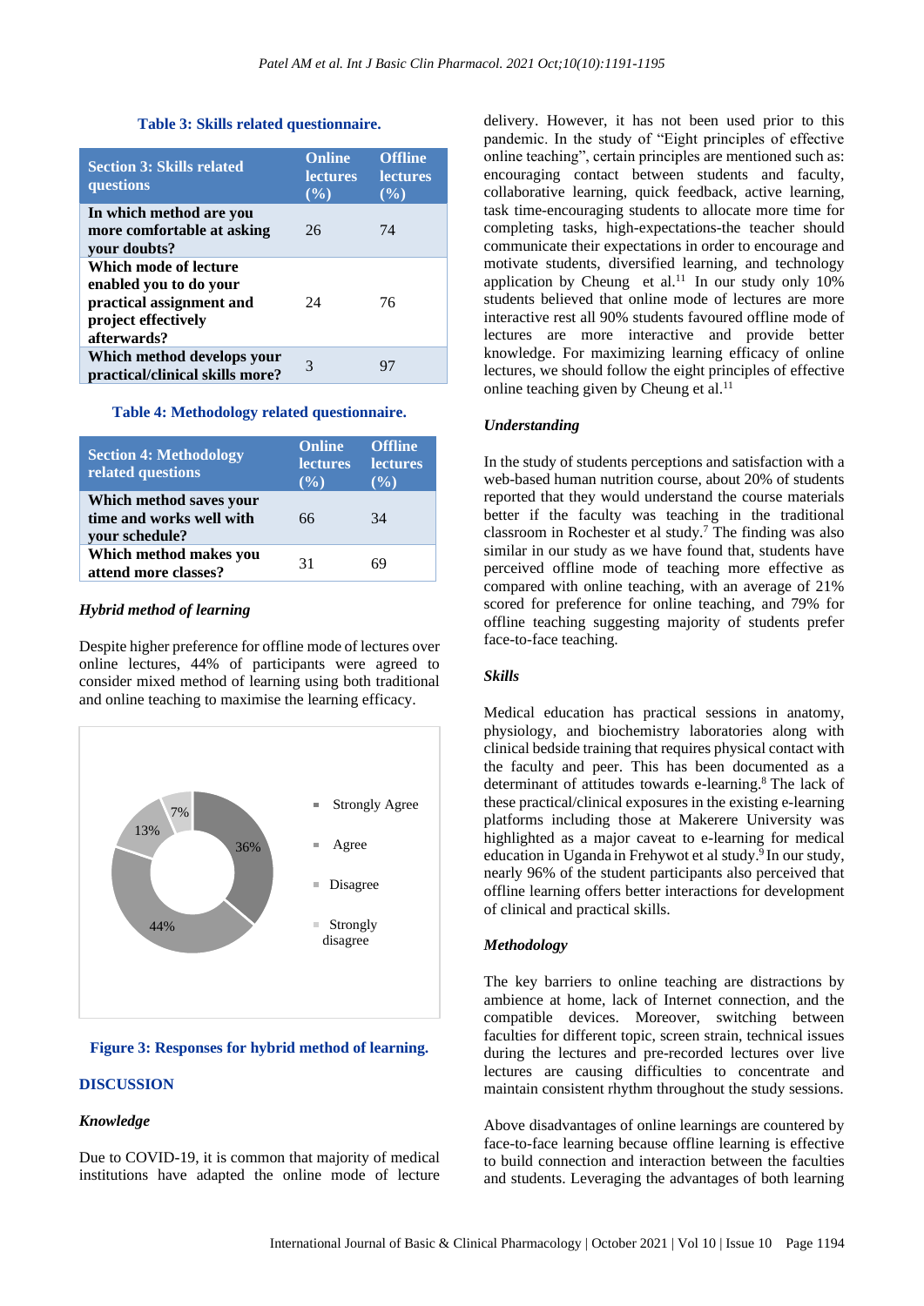**Table 3: Skills related questionnaire.**

| Section 3: Skills related questions | Online lectures (%) | Offline lectures (%) |
|---|---|---|
| In which method are you more comfortable at asking your doubts? | 26 | 74 |
| Which mode of lecture enabled you to do your practical assignment and project effectively afterwards? | 24 | 76 |
| Which method develops your practical/clinical skills more? | 3 | 97 |

**Table 4: Methodology related questionnaire.**

| Section 4: Methodology related questions | Online lectures (%) | Offline lectures (%) |
|---|---|---|
| Which method saves your time and works well with your schedule? | 66 | 34 |
| Which method makes you attend more classes? | 31 | 69 |

### *Hybrid method of learning*

Despite higher preference for offline mode of lectures over online lectures, 44% of participants were agreed to consider mixed method of learning using both traditional and online teaching to maximise the learning efficacy.

**Figure 3: Responses for hybrid method of learning.**

## DISCUSSION

### *Knowledge*

Due to COVID-19, it is common that majority of medical institutions have adapted the online mode of lecture delivery. However, it has not been used prior to this pandemic. In the study of "Eight principles of effective online teaching", certain principles are mentioned such as: encouraging contact between students and faculty, collaborative learning, quick feedback, active learning, task time-encouraging students to allocate more time for completing tasks, high-expectations-the teacher should communicate their expectations in order to encourage and motivate students, diversified learning, and technology application by Cheung et al.[11] In our study only 10% students believed that online mode of lectures are more interactive rest all 90% students favoured offline mode of lectures are more interactive and provide better knowledge. For maximizing learning efficacy of online lectures, we should follow the eight principles of effective online teaching given by Cheung et al.[11]

### *Understanding*

In the study of students perceptions and satisfaction with a web-based human nutrition course, about 20% of students reported that they would understand the course materials better if the faculty was teaching in the traditional classroom in Rochester et al study.[7] The finding was also similar in our study as we have found that, students have perceived offline mode of teaching more effective as compared with online teaching, with an average of 21% scored for preference for online teaching, and 79% for offline teaching suggesting majority of students prefer face-to-face teaching.

### *Skills*

Medical education has practical sessions in anatomy, physiology, and biochemistry laboratories along with clinical bedside training that requires physical contact with the faculty and peer. This has been documented as a determinant of attitudes towards e-learning.[8] The lack of these practical/clinical exposures in the existing e-learning platforms including those at Makerere University was highlighted as a major caveat to e-learning for medical education in Uganda in Frehywot et al study.[9] In our study, nearly 96% of the student participants also perceived that offline learning offers better interactions for development of clinical and practical skills.

### *Methodology*

The key barriers to online teaching are distractions by ambience at home, lack of Internet connection, and the compatible devices. Moreover, switching between faculties for different topic, screen strain, technical issues during the lectures and pre-recorded lectures over live lectures are causing difficulties to concentrate and maintain consistent rhythm throughout the study sessions.

Above disadvantages of online learnings are countered by face-to-face learning because offline learning is effective to build connection and interaction between the faculties and students. Leveraging the advantages of both learning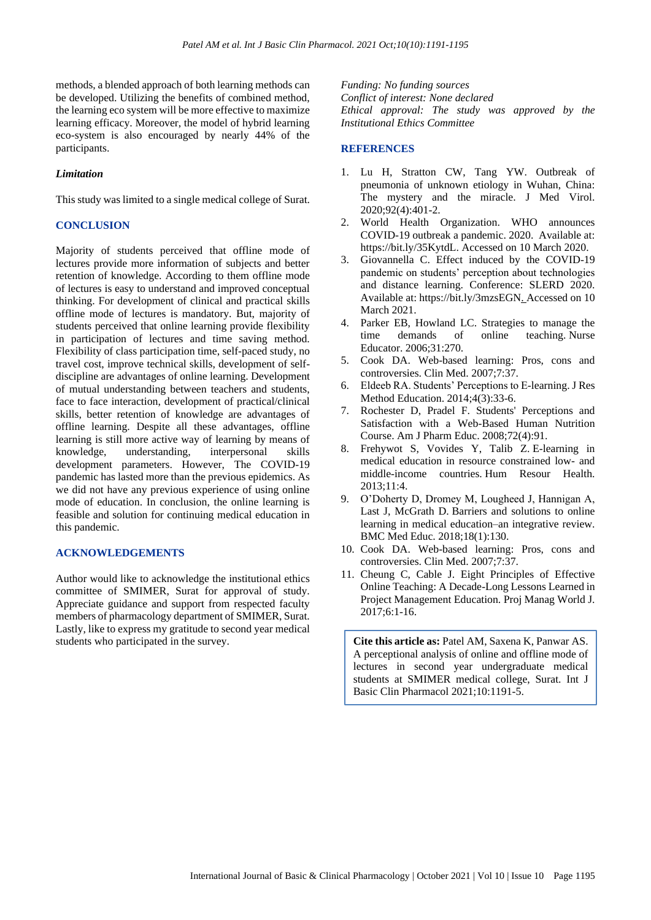methods, a blended approach of both learning methods can be developed. Utilizing the benefits of combined method, the learning eco system will be more effective to maximize learning efficacy. Moreover, the model of hybrid learning eco-system is also encouraged by nearly 44% of the participants.

### *Limitation*

This study was limited to a single medical college of Surat.

## CONCLUSION

Majority of students perceived that offline mode of lectures provide more information of subjects and better retention of knowledge. According to them offline mode of lectures is easy to understand and improved conceptual thinking. For development of clinical and practical skills offline mode of lectures is mandatory. But, majority of students perceived that online learning provide flexibility in participation of lectures and time saving method. Flexibility of class participation time, self-paced study, no travel cost, improve technical skills, development of self-discipline are advantages of online learning. Development of mutual understanding between teachers and students, face to face interaction, development of practical/clinical skills, better retention of knowledge are advantages of offline learning. Despite all these advantages, offline learning is still more active way of learning by means of knowledge, understanding, interpersonal skills development parameters. However, The COVID-19 pandemic has lasted more than the previous epidemics. As we did not have any previous experience of using online mode of education. In conclusion, the online learning is feasible and solution for continuing medical education in this pandemic.

## ACKNOWLEDGEMENTS

Author would like to acknowledge the institutional ethics committee of SMIMER, Surat for approval of study. Appreciate guidance and support from respected faculty members of pharmacology department of SMIMER, Surat. Lastly, like to express my gratitude to second year medical students who participated in the survey.

*Funding: No funding sources*
*Conflict of interest: None declared*
*Ethical approval: The study was approved by the Institutional Ethics Committee*

## REFERENCES

1. Lu H, Stratton CW, Tang YW. Outbreak of pneumonia of unknown etiology in Wuhan, China: The mystery and the miracle. J Med Virol. 2020;92(4):401-2.
2. World Health Organization. WHO announces COVID-19 outbreak a pandemic. 2020. Available at: https://bit.ly/35KytdL. Accessed on 10 March 2020.
3. Giovannella C. Effect induced by the COVID-19 pandemic on students' perception about technologies and distance learning. Conference: SLERD 2020. Available at: https://bit.ly/3mzsEGN. Accessed on 10 March 2021.
4. Parker EB, Howland LC. Strategies to manage the time demands of online teaching. Nurse Educator. 2006;31:270.
5. Cook DA. Web-based learning: Pros, cons and controversies. Clin Med. 2007;7:37.
6. Eldeeb RA. Students' Perceptions to E-learning. J Res Method Education. 2014;4(3):33-6.
7. Rochester D, Pradel F. Students' Perceptions and Satisfaction with a Web-Based Human Nutrition Course. Am J Pharm Educ. 2008;72(4):91.
8. Frehywot S, Vovides Y, Talib Z. E-learning in medical education in resource constrained low- and middle-income countries. Hum Resour Health. 2013;11:4.
9. O'Doherty D, Dromey M, Lougheed J, Hannigan A, Last J, McGrath D. Barriers and solutions to online learning in medical education–an integrative review. BMC Med Educ. 2018;18(1):130.
10. Cook DA. Web-based learning: Pros, cons and controversies. Clin Med. 2007;7:37.
11. Cheung C, Cable J. Eight Principles of Effective Online Teaching: A Decade-Long Lessons Learned in Project Management Education. Proj Manag World J. 2017;6:1-16.

**Cite this article as:** Patel AM, Saxena K, Panwar AS. A perceptional analysis of online and offline mode of lectures in second year undergraduate medical students at SMIMER medical college, Surat. Int J Basic Clin Pharmacol 2021;10:1191-5.